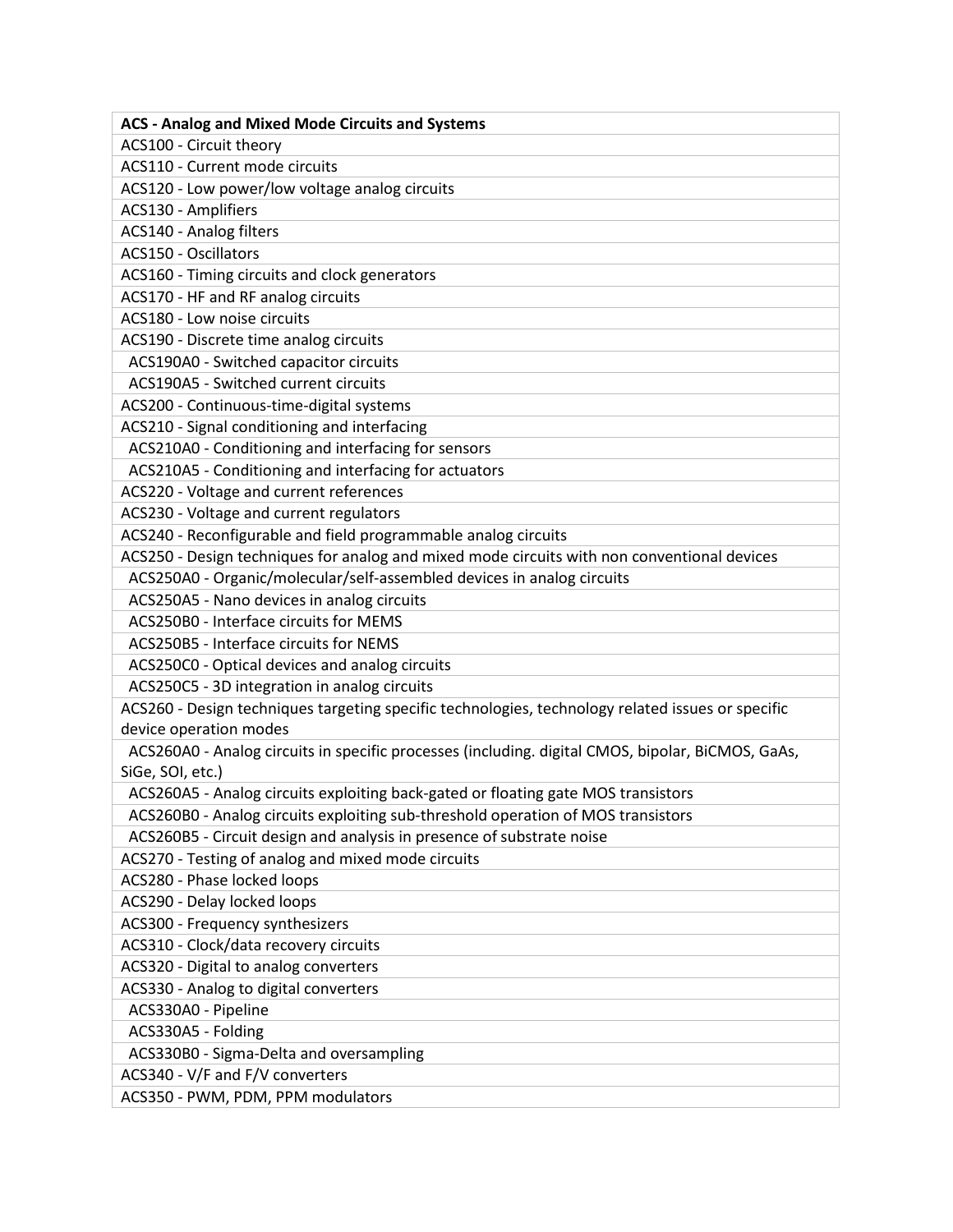| **ACS - Analog and Mixed Mode Circuits and Systems** |
| --- |
| ACS100 - Circuit theory |
| ACS110 - Current mode circuits |
| ACS120 - Low power/low voltage analog circuits |
| ACS130 - Amplifiers |
| ACS140 - Analog filters |
| ACS150 - Oscillators |
| ACS160 - Timing circuits and clock generators |
| ACS170 - HF and RF analog circuits |
| ACS180 - Low noise circuits |
| ACS190 - Discrete time analog circuits |
| ACS190A0 - Switched capacitor circuits |
| ACS190A5 - Switched current circuits |
| ACS200 - Continuous-time-digital systems |
| ACS210 - Signal conditioning and interfacing |
| ACS210A0 - Conditioning and interfacing for sensors |
| ACS210A5 - Conditioning and interfacing for actuators |
| ACS220 - Voltage and current references |
| ACS230 - Voltage and current regulators |
| ACS240 - Reconfigurable and field programmable analog circuits |
| ACS250 - Design techniques for analog and mixed mode circuits with non conventional devices |
| ACS250A0 - Organic/molecular/self-assembled devices in analog circuits |
| ACS250A5 - Nano devices in analog circuits |
| ACS250B0 - Interface circuits for MEMS |
| ACS250B5 - Interface circuits for NEMS |
| ACS250C0 - Optical devices and analog circuits |
| ACS250C5 - 3D integration in analog circuits |
| ACS260 - Design techniques targeting specific technologies, technology related issues or specific device operation modes |
| ACS260A0 - Analog circuits in specific processes (including. digital CMOS, bipolar, BiCMOS, GaAs, SiGe, SOI, etc.) |
| ACS260A5 - Analog circuits exploiting back-gated or floating gate MOS transistors |
| ACS260B0 - Analog circuits exploiting sub-threshold operation of MOS transistors |
| ACS260B5 - Circuit design and analysis in presence of substrate noise |
| ACS270 - Testing of analog and mixed mode circuits |
| ACS280 - Phase locked loops |
| ACS290 - Delay locked loops |
| ACS300 - Frequency synthesizers |
| ACS310 - Clock/data recovery circuits |
| ACS320 - Digital to analog converters |
| ACS330 - Analog to digital converters |
| ACS330A0 - Pipeline |
| ACS330A5 - Folding |
| ACS330B0 - Sigma-Delta and oversampling |
| ACS340 - V/F and F/V converters |
| ACS350 - PWM, PDM, PPM modulators |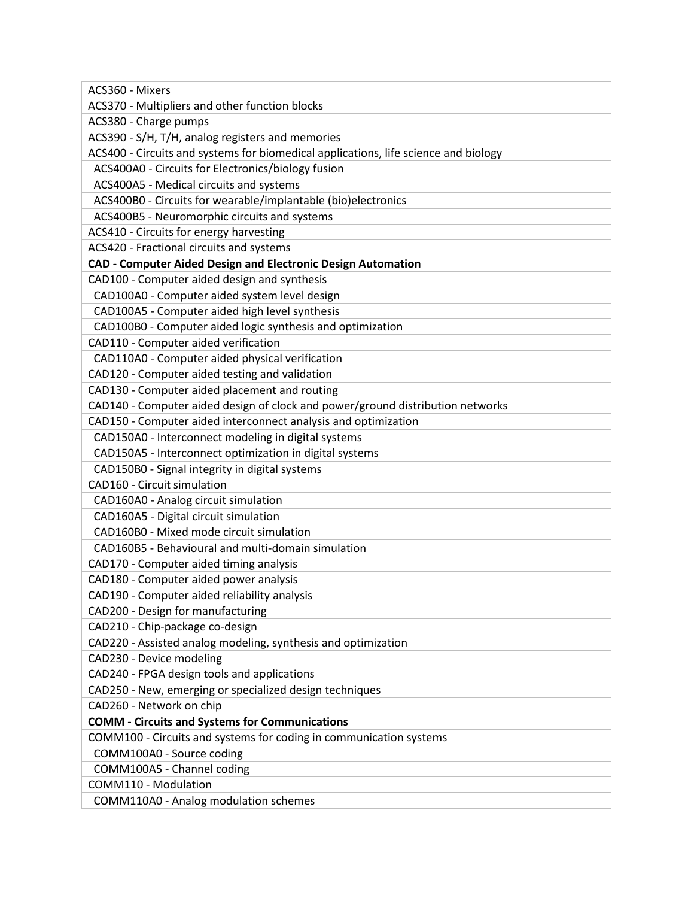| ACS360 - Mixers |
|---|
| ACS370 - Multipliers and other function blocks |
| ACS380 - Charge pumps |
| ACS390 - S/H, T/H, analog registers and memories |
| ACS400 - Circuits and systems for biomedical applications, life science and biology |
| ACS400A0 - Circuits for Electronics/biology fusion |
| ACS400A5 - Medical circuits and systems |
| ACS400B0 - Circuits for wearable/implantable (bio)electronics |
| ACS400B5 - Neuromorphic circuits and systems |
| ACS410 - Circuits for energy harvesting |
| ACS420 - Fractional circuits and systems |
| **CAD - Computer Aided Design and Electronic Design Automation** |
| CAD100 - Computer aided design and synthesis |
| CAD100A0 - Computer aided system level design |
| CAD100A5 - Computer aided high level synthesis |
| CAD100B0 - Computer aided logic synthesis and optimization |
| CAD110 - Computer aided verification |
| CAD110A0 - Computer aided physical verification |
| CAD120 - Computer aided testing and validation |
| CAD130 - Computer aided placement and routing |
| CAD140 - Computer aided design of clock and power/ground distribution networks |
| CAD150 - Computer aided interconnect analysis and optimization |
| CAD150A0 - Interconnect modeling in digital systems |
| CAD150A5 - Interconnect optimization in digital systems |
| CAD150B0 - Signal integrity in digital systems |
| CAD160 - Circuit simulation |
| CAD160A0 - Analog circuit simulation |
| CAD160A5 - Digital circuit simulation |
| CAD160B0 - Mixed mode circuit simulation |
| CAD160B5 - Behavioural and multi-domain simulation |
| CAD170 - Computer aided timing analysis |
| CAD180 - Computer aided power analysis |
| CAD190 - Computer aided reliability analysis |
| CAD200 - Design for manufacturing |
| CAD210 - Chip-package co-design |
| CAD220 - Assisted analog modeling, synthesis and optimization |
| CAD230 - Device modeling |
| CAD240 - FPGA design tools and applications |
| CAD250 - New, emerging or specialized design techniques |
| CAD260 - Network on chip |
| **COMM - Circuits and Systems for Communications** |
| COMM100 - Circuits and systems for coding in communication systems |
| COMM100A0 - Source coding |
| COMM100A5 - Channel coding |
| COMM110 - Modulation |
| COMM110A0 - Analog modulation schemes |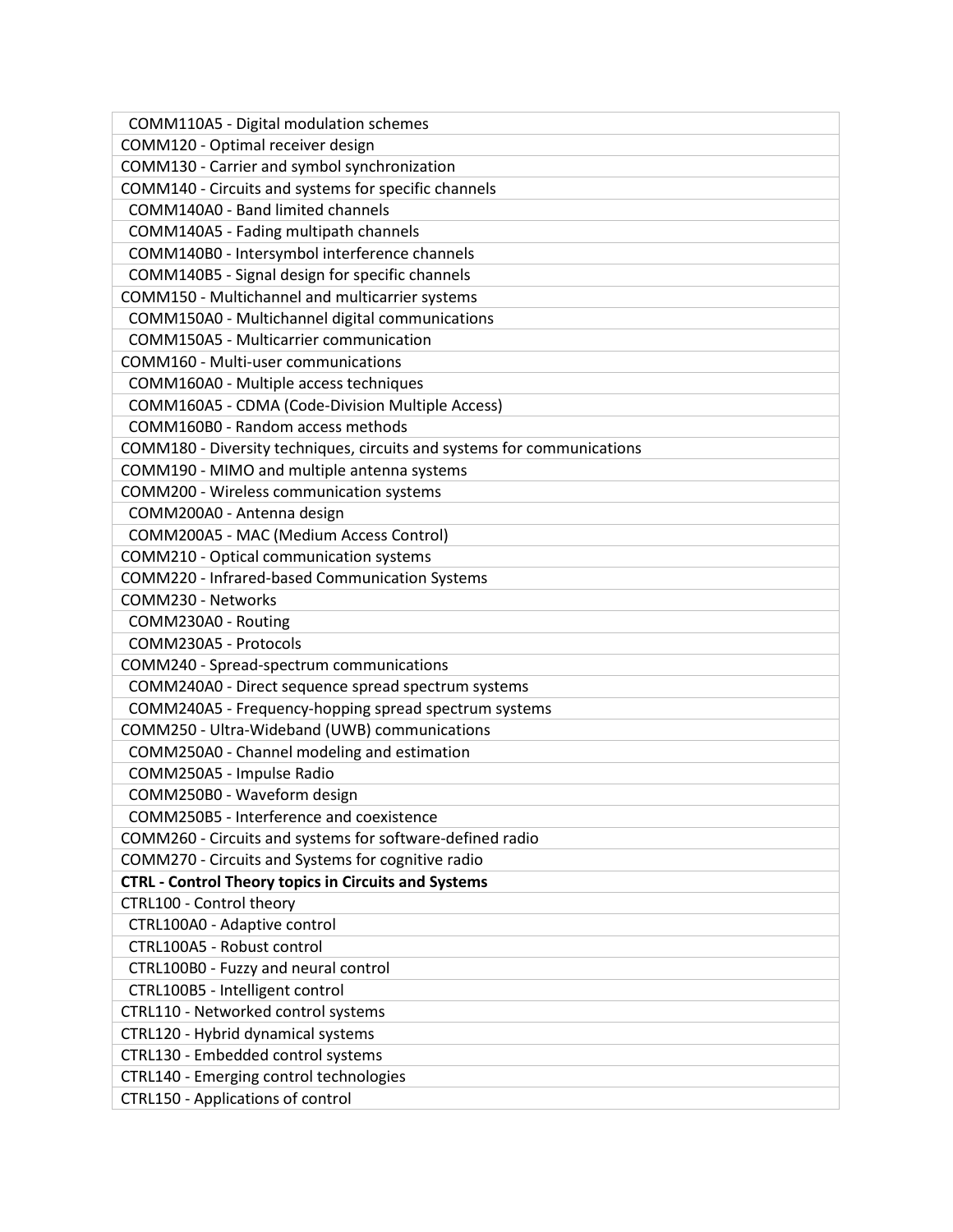| |
|---|
| COMM110A5 - Digital modulation schemes |
| COMM120 - Optimal receiver design |
| COMM130 - Carrier and symbol synchronization |
| COMM140 - Circuits and systems for specific channels |
| COMM140A0 - Band limited channels |
| COMM140A5 - Fading multipath channels |
| COMM140B0 - Intersymbol interference channels |
| COMM140B5 - Signal design for specific channels |
| COMM150 - Multichannel and multicarrier systems |
| COMM150A0 - Multichannel digital communications |
| COMM150A5 - Multicarrier communication |
| COMM160 - Multi-user communications |
| COMM160A0 - Multiple access techniques |
| COMM160A5 - CDMA (Code-Division Multiple Access) |
| COMM160B0 - Random access methods |
| COMM180 - Diversity techniques, circuits and systems for communications |
| COMM190 - MIMO and multiple antenna systems |
| COMM200 - Wireless communication systems |
| COMM200A0 - Antenna design |
| COMM200A5 - MAC (Medium Access Control) |
| COMM210 - Optical communication systems |
| COMM220 - Infrared-based Communication Systems |
| COMM230 - Networks |
| COMM230A0 - Routing |
| COMM230A5 - Protocols |
| COMM240 - Spread-spectrum communications |
| COMM240A0 - Direct sequence spread spectrum systems |
| COMM240A5 - Frequency-hopping spread spectrum systems |
| COMM250 - Ultra-Wideband (UWB) communications |
| COMM250A0 - Channel modeling and estimation |
| COMM250A5 - Impulse Radio |
| COMM250B0 - Waveform design |
| COMM250B5 - Interference and coexistence |
| COMM260 - Circuits and systems for software-defined radio |
| COMM270 - Circuits and Systems for cognitive radio |
| **CTRL - Control Theory topics in Circuits and Systems** |
| CTRL100 - Control theory |
| CTRL100A0 - Adaptive control |
| CTRL100A5 - Robust control |
| CTRL100B0 - Fuzzy and neural control |
| CTRL100B5 - Intelligent control |
| CTRL110 - Networked control systems |
| CTRL120 - Hybrid dynamical systems |
| CTRL130 - Embedded control systems |
| CTRL140 - Emerging control technologies |
| CTRL150 - Applications of control |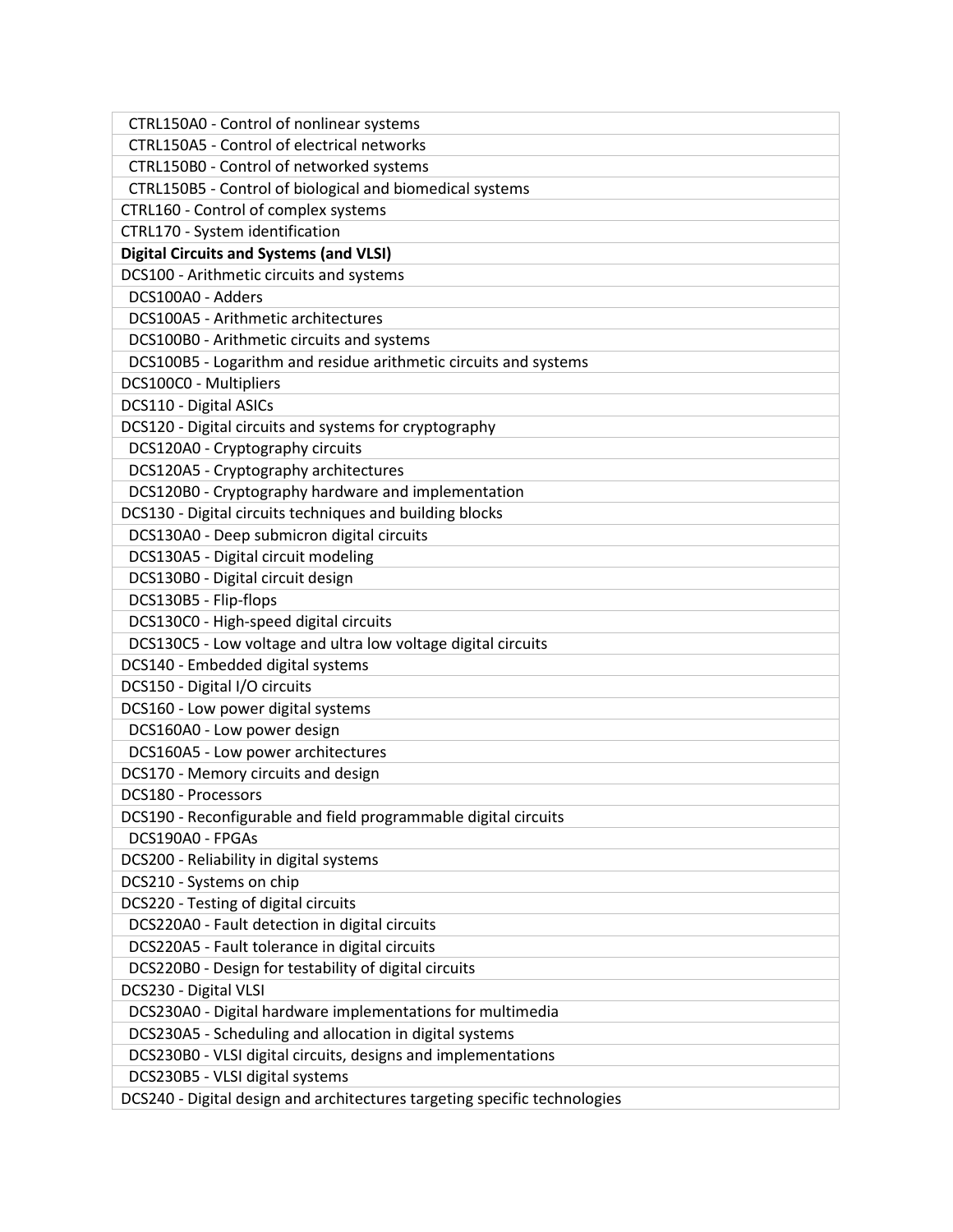| |
|---|
| CTRL150A0 - Control of nonlinear systems |
| CTRL150A5 - Control of electrical networks |
| CTRL150B0 - Control of networked systems |
| CTRL150B5 - Control of biological and biomedical systems |
| CTRL160 - Control of complex systems |
| CTRL170 - System identification |
| **Digital Circuits and Systems (and VLSI)** |
| DCS100 - Arithmetic circuits and systems |
| DCS100A0 - Adders |
| DCS100A5 - Arithmetic architectures |
| DCS100B0 - Arithmetic circuits and systems |
| DCS100B5 - Logarithm and residue arithmetic circuits and systems |
| DCS100C0 - Multipliers |
| DCS110 - Digital ASICs |
| DCS120 - Digital circuits and systems for cryptography |
| DCS120A0 - Cryptography circuits |
| DCS120A5 - Cryptography architectures |
| DCS120B0 - Cryptography hardware and implementation |
| DCS130 - Digital circuits techniques and building blocks |
| DCS130A0 - Deep submicron digital circuits |
| DCS130A5 - Digital circuit modeling |
| DCS130B0 - Digital circuit design |
| DCS130B5 - Flip-flops |
| DCS130C0 - High-speed digital circuits |
| DCS130C5 - Low voltage and ultra low voltage digital circuits |
| DCS140 - Embedded digital systems |
| DCS150 - Digital I/O circuits |
| DCS160 - Low power digital systems |
| DCS160A0 - Low power design |
| DCS160A5 - Low power architectures |
| DCS170 - Memory circuits and design |
| DCS180 - Processors |
| DCS190 - Reconfigurable and field programmable digital circuits |
| DCS190A0 - FPGAs |
| DCS200 - Reliability in digital systems |
| DCS210 - Systems on chip |
| DCS220 - Testing of digital circuits |
| DCS220A0 - Fault detection in digital circuits |
| DCS220A5 - Fault tolerance in digital circuits |
| DCS220B0 - Design for testability of digital circuits |
| DCS230 - Digital VLSI |
| DCS230A0 - Digital hardware implementations for multimedia |
| DCS230A5 - Scheduling and allocation in digital systems |
| DCS230B0 - VLSI digital circuits, designs and implementations |
| DCS230B5 - VLSI digital systems |
| DCS240 - Digital design and architectures targeting specific technologies |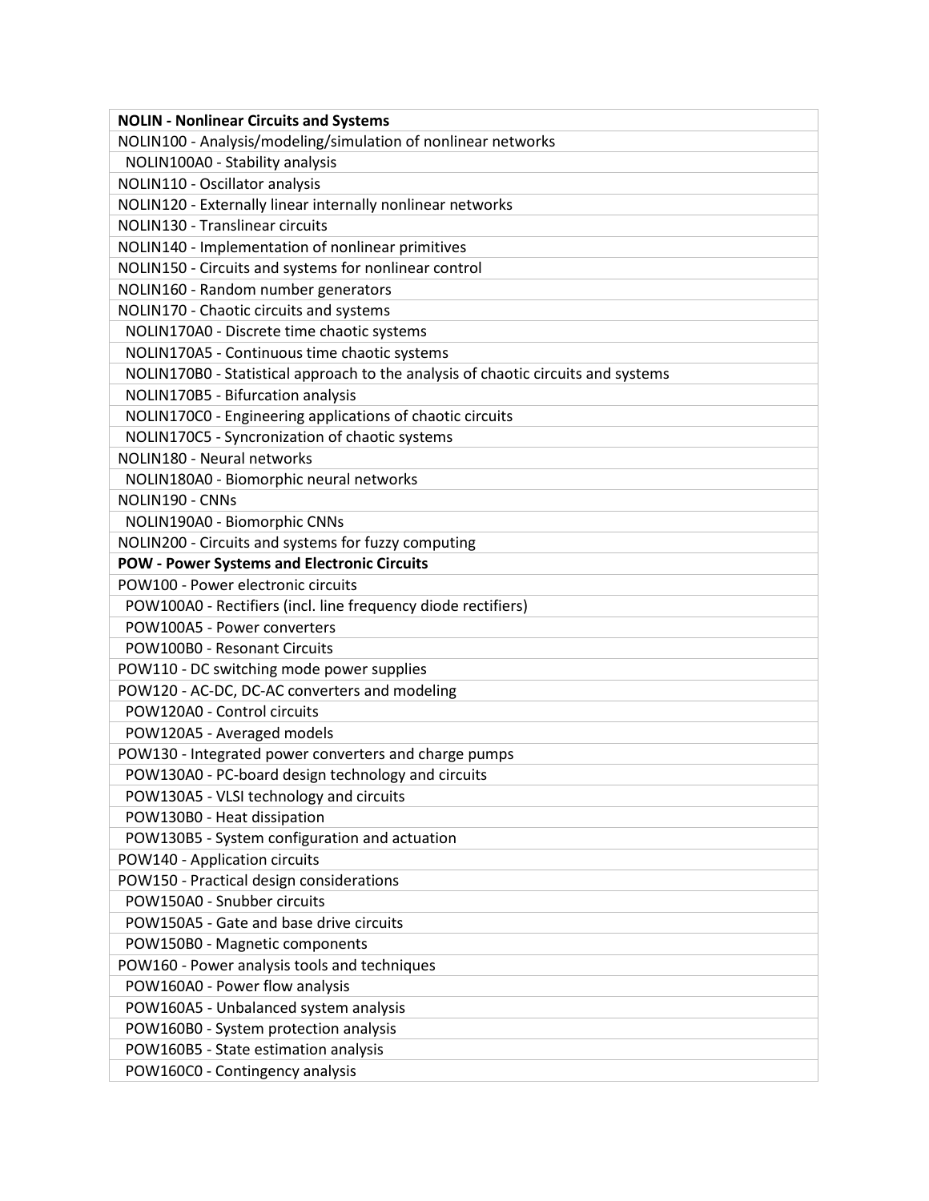| **NOLIN - Nonlinear Circuits and Systems** |
|---|
| NOLIN100 - Analysis/modeling/simulation of nonlinear networks |
| NOLIN100A0 - Stability analysis |
| NOLIN110 - Oscillator analysis |
| NOLIN120 - Externally linear internally nonlinear networks |
| NOLIN130 - Translinear circuits |
| NOLIN140 - Implementation of nonlinear primitives |
| NOLIN150 - Circuits and systems for nonlinear control |
| NOLIN160 - Random number generators |
| NOLIN170 - Chaotic circuits and systems |
| NOLIN170A0 - Discrete time chaotic systems |
| NOLIN170A5 - Continuous time chaotic systems |
| NOLIN170B0 - Statistical approach to the analysis of chaotic circuits and systems |
| NOLIN170B5 - Bifurcation analysis |
| NOLIN170C0 - Engineering applications of chaotic circuits |
| NOLIN170C5 - Syncronization of chaotic systems |
| NOLIN180 - Neural networks |
| NOLIN180A0 - Biomorphic neural networks |
| NOLIN190 - CNNs |
| NOLIN190A0 - Biomorphic CNNs |
| NOLIN200 - Circuits and systems for fuzzy computing |
| **POW - Power Systems and Electronic Circuits** |
| POW100 - Power electronic circuits |
| POW100A0 - Rectifiers (incl. line frequency diode rectifiers) |
| POW100A5 - Power converters |
| POW100B0 - Resonant Circuits |
| POW110 - DC switching mode power supplies |
| POW120 - AC-DC, DC-AC converters and modeling |
| POW120A0 - Control circuits |
| POW120A5 - Averaged models |
| POW130 - Integrated power converters and charge pumps |
| POW130A0 - PC-board design technology and circuits |
| POW130A5 - VLSI technology and circuits |
| POW130B0 - Heat dissipation |
| POW130B5 - System configuration and actuation |
| POW140 - Application circuits |
| POW150 - Practical design considerations |
| POW150A0 - Snubber circuits |
| POW150A5 - Gate and base drive circuits |
| POW150B0 - Magnetic components |
| POW160 - Power analysis tools and techniques |
| POW160A0 - Power flow analysis |
| POW160A5 - Unbalanced system analysis |
| POW160B0 - System protection analysis |
| POW160B5 - State estimation analysis |
| POW160C0 - Contingency analysis |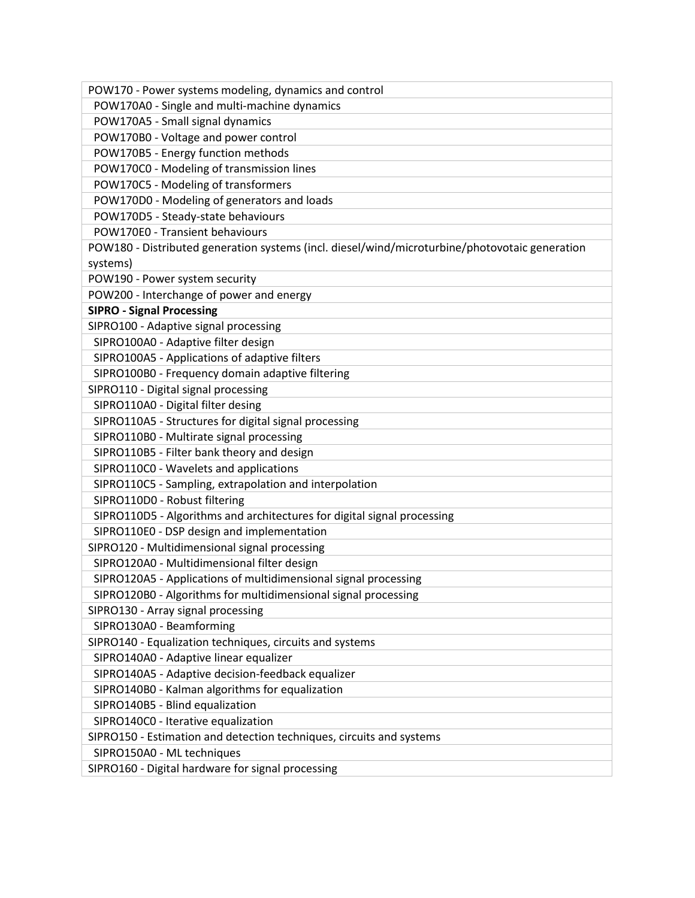| |
|---|
| POW170 - Power systems modeling, dynamics and control |
| POW170A0 - Single and multi-machine dynamics |
| POW170A5 - Small signal dynamics |
| POW170B0 - Voltage and power control |
| POW170B5 - Energy function methods |
| POW170C0 - Modeling of transmission lines |
| POW170C5 - Modeling of transformers |
| POW170D0 - Modeling of generators and loads |
| POW170D5 - Steady-state behaviours |
| POW170E0 - Transient behaviours |
| POW180 - Distributed generation systems (incl. diesel/wind/microturbine/photovotaic generation systems) |
| POW190 - Power system security |
| POW200 - Interchange of power and energy |
| **SIPRO - Signal Processing** |
| SIPRO100 - Adaptive signal processing |
| SIPRO100A0 - Adaptive filter design |
| SIPRO100A5 - Applications of adaptive filters |
| SIPRO100B0 - Frequency domain adaptive filtering |
| SIPRO110 - Digital signal processing |
| SIPRO110A0 - Digital filter desing |
| SIPRO110A5 - Structures for digital signal processing |
| SIPRO110B0 - Multirate signal processing |
| SIPRO110B5 - Filter bank theory and design |
| SIPRO110C0 - Wavelets and applications |
| SIPRO110C5 - Sampling, extrapolation and interpolation |
| SIPRO110D0 - Robust filtering |
| SIPRO110D5 - Algorithms and architectures for digital signal processing |
| SIPRO110E0 - DSP design and implementation |
| SIPRO120 - Multidimensional signal processing |
| SIPRO120A0 - Multidimensional filter design |
| SIPRO120A5 - Applications of multidimensional signal processing |
| SIPRO120B0 - Algorithms for multidimensional signal processing |
| SIPRO130 - Array signal processing |
| SIPRO130A0 - Beamforming |
| SIPRO140 - Equalization techniques, circuits and systems |
| SIPRO140A0 - Adaptive linear equalizer |
| SIPRO140A5 - Adaptive decision-feedback equalizer |
| SIPRO140B0 - Kalman algorithms for equalization |
| SIPRO140B5 - Blind equalization |
| SIPRO140C0 - Iterative equalization |
| SIPRO150 - Estimation and detection techniques, circuits and systems |
| SIPRO150A0 - ML techniques |
| SIPRO160 - Digital hardware for signal processing |